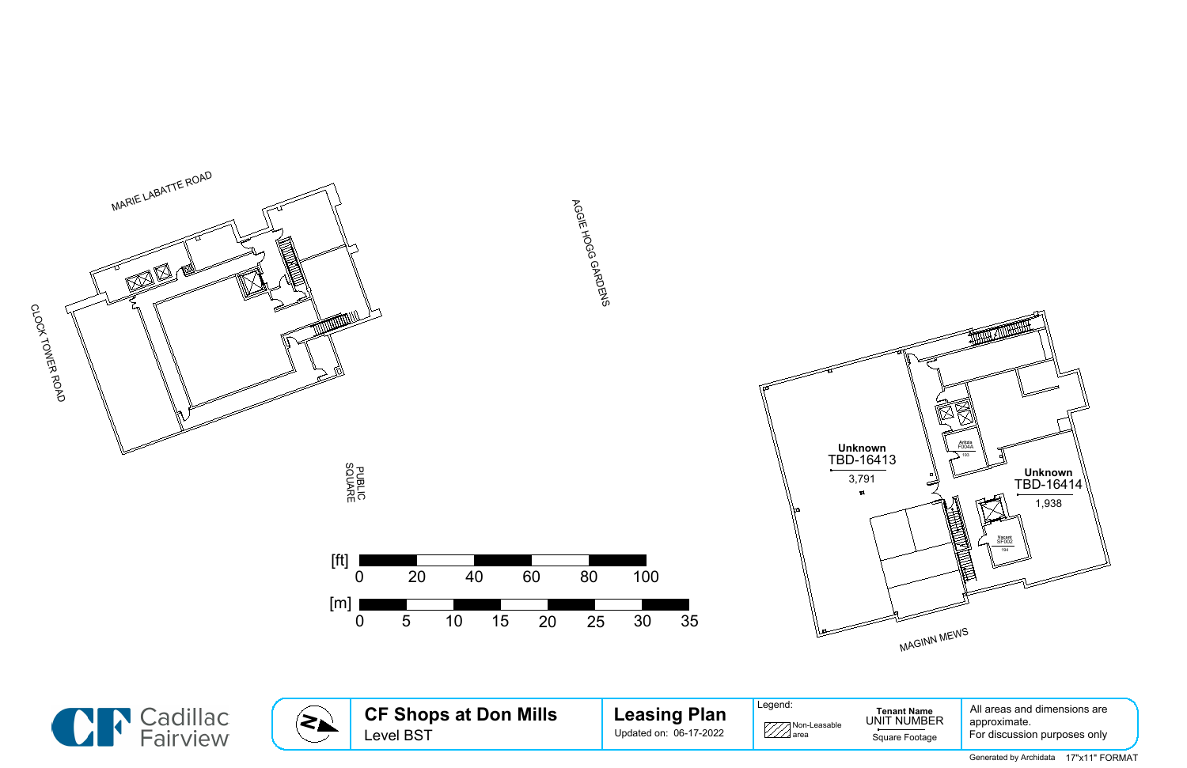MARIE LABATTE ROAD

CLOCK TOWER ROAD

AGGIE HOGG GARDENS

PUBLIC SQUARE

MAGINN MEWS

**Unknown**
TBD-16413
3,791

**Unknown**
TBD-16414
1,938

**Artela**
F004A
193

**Vacant**
SF002
194

[ft] 0 20 40 60 80 100

[m] 0 5 10 15 20 25 30 35

Cadillac Fairview

# CF Shops at Don Mills

Level BST

## Leasing Plan

Updated on: 06-17-2022

Legend:

Non-Leasable area

**Tenant Name**
UNIT NUMBER
Square Footage

All areas and dimensions are approximate.
For discussion purposes only

Generated by Archidata 17"x11" FORMAT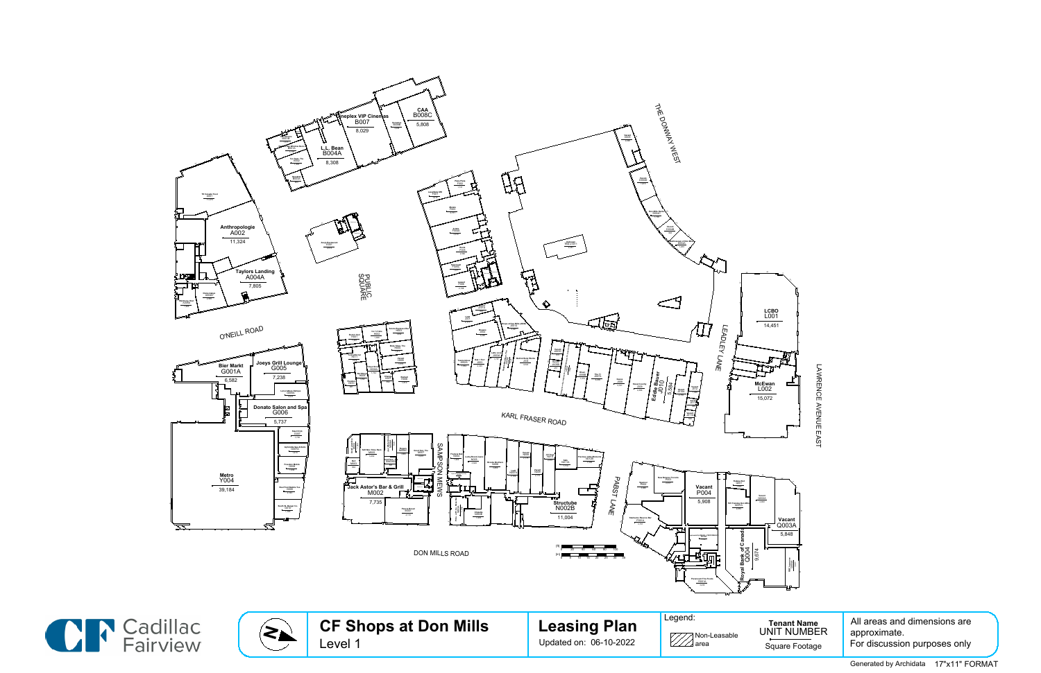# CF Shops at Don Mills

Level 1

## Leasing Plan

Updated on: 06-10-2022

THE DONWAY WEST

LAWRENCE AVENUE EAST

DON MILLS ROAD

O'NEILL ROAD

KARL FRASER ROAD

LEADLEY LANE

PABST LANE

SAMPSON MEWS

PUBLIC SQUARE

| Tenant Name | Unit Number | Square Footage |
|---|---|---|
| Cineplex VIP Cinemas | B007 | 8,029 |
| CAA | B008C | 5,808 |
| L.L. Bean | B004A | 8,308 |
| Anthropologie | A002 | 11,324 |
| Taylors Landing | A004A | 7,805 |
| LCBO | L001 | 14,451 |
| McEwan | L002 | 15,072 |
| Bier Markt | G001A | 6,582 |
| Joeys Grill Lounge | G005 | 7,238 |
| Donato Salon and Spa | G006 | 5,737 |
| Metro | Y004 | 39,184 |
| Eddie Bauer | J010 | 5,394 |
| Jack Astor's Bar & Grill | M002 | 7,735 |
| Structube | N002B | 11,004 |
| Vacant | P004 | 5,908 |
| Vacant | Q003A | 5,848 |
| Royal Bank of Canada | Q004 | 9,674 |

Legend:

- Non-Leasable area

Tenant Name
UNIT NUMBER
Square Footage

All areas and dimensions are approximate.
For discussion purposes only

Cadillac Fairview

Generated by Archidata 17"x11" FORMAT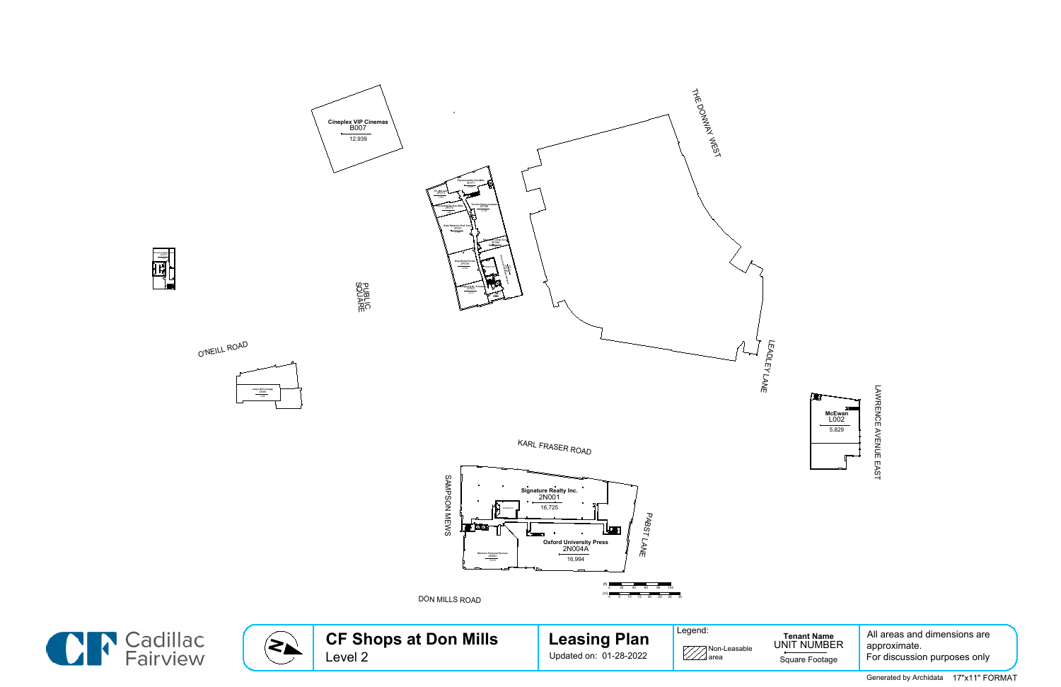Cineplex VIP Cinemas
B007
12,939

THE DONWAY WEST

PUBLIC SQUARE

O'NEILL ROAD

LEADLEY LANE

McEwan
L002
5,829

LAWRENCE AVENUE EAST

KARL FRASER ROAD

SAMPSON MEWS

Signature Realty Inc.
2N001
16,725

Oxford University Press
2N004A
16,994

PABST LANE

DON MILLS ROAD

Cadillac Fairview

# CF Shops at Don Mills

Level 2

## Leasing Plan

Updated on: 01-28-2022

Legend:

Non-Leasable area

**Tenant Name**
UNIT NUMBER
Square Footage

All areas and dimensions are approximate.
For discussion purposes only

Generated by Archidata 17"x11" FORMAT